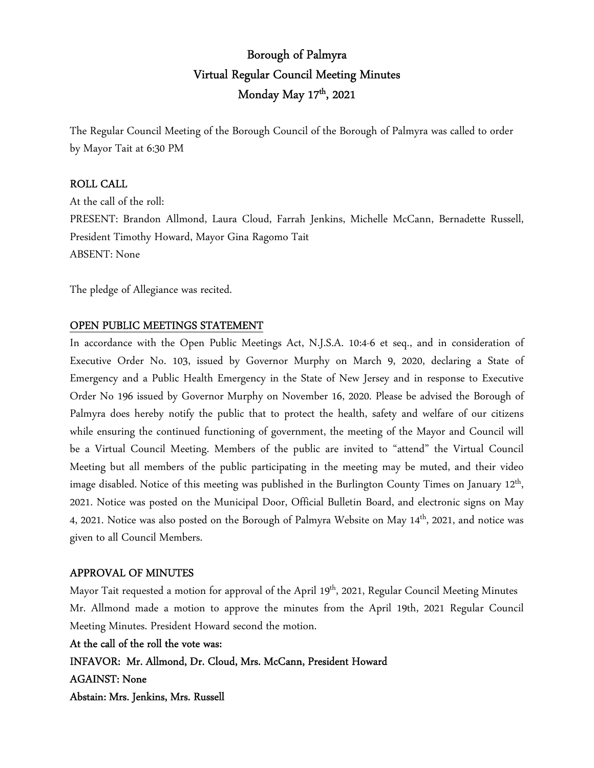# Borough of Palmyra
## Virtual Regular Council Meeting Minutes
## Monday May 17th, 2021

The Regular Council Meeting of the Borough Council of the Borough of Palmyra was called to order by Mayor Tait at 6:30 PM

**ROLL CALL**

At the call of the roll:

PRESENT: Brandon Allmond, Laura Cloud, Farrah Jenkins, Michelle McCann, Bernadette Russell, President Timothy Howard, Mayor Gina Ragomo Tait

ABSENT: None

The pledge of Allegiance was recited.

**OPEN PUBLIC MEETINGS STATEMENT**

In accordance with the Open Public Meetings Act, N.J.S.A. 10:4-6 et seq., and in consideration of Executive Order No. 103, issued by Governor Murphy on March 9, 2020, declaring a State of Emergency and a Public Health Emergency in the State of New Jersey and in response to Executive Order No 196 issued by Governor Murphy on November 16, 2020. Please be advised the Borough of Palmyra does hereby notify the public that to protect the health, safety and welfare of our citizens while ensuring the continued functioning of government, the meeting of the Mayor and Council will be a Virtual Council Meeting. Members of the public are invited to "attend" the Virtual Council Meeting but all members of the public participating in the meeting may be muted, and their video image disabled. Notice of this meeting was published in the Burlington County Times on January 12th, 2021. Notice was posted on the Municipal Door, Official Bulletin Board, and electronic signs on May 4, 2021. Notice was also posted on the Borough of Palmyra Website on May 14th, 2021, and notice was given to all Council Members.

**APPROVAL OF MINUTES**

Mayor Tait requested a motion for approval of the April 19th, 2021, Regular Council Meeting Minutes Mr. Allmond made a motion to approve the minutes from the April 19th, 2021 Regular Council Meeting Minutes. President Howard second the motion.

**At the call of the roll the vote was:**

**INFAVOR: Mr. Allmond, Dr. Cloud, Mrs. McCann, President Howard**

**AGAINST: None**

**Abstain: Mrs. Jenkins, Mrs. Russell**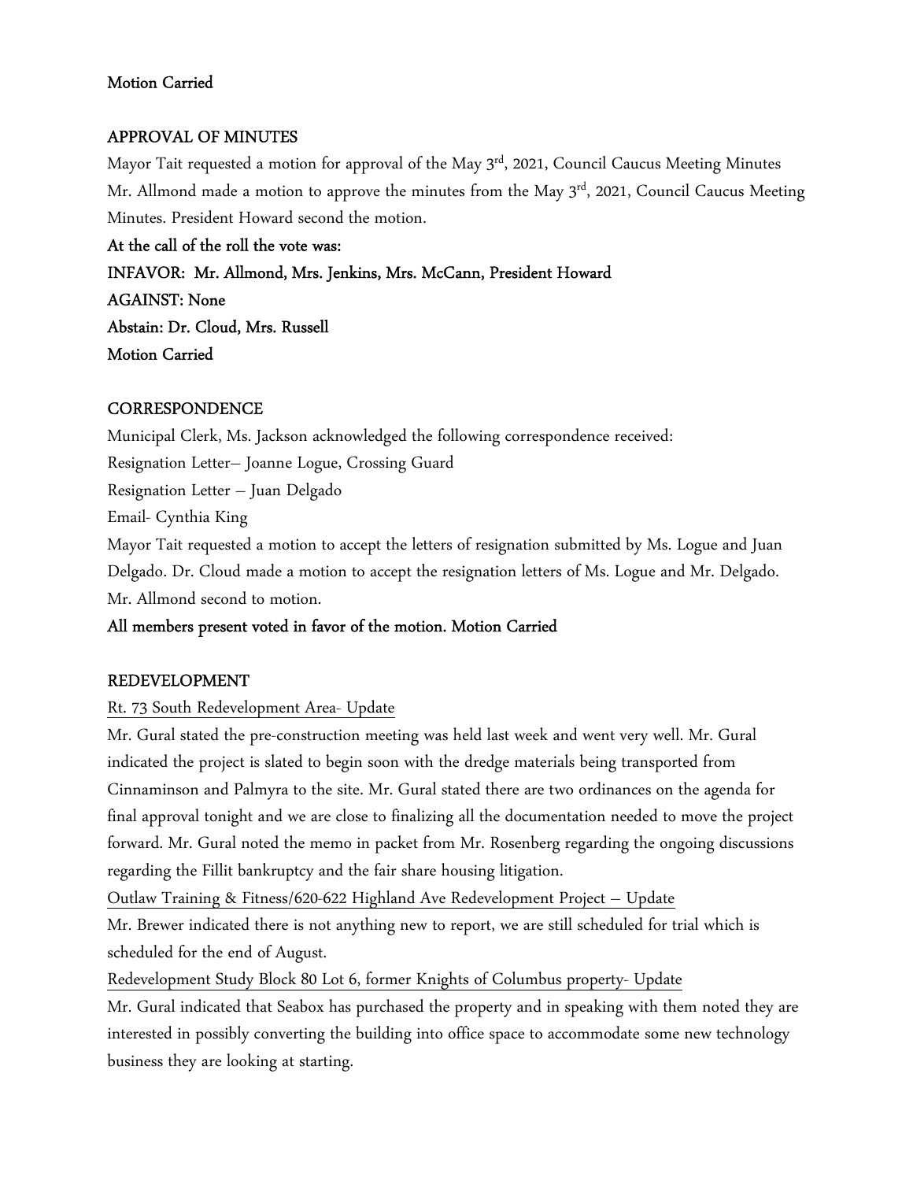**Motion Carried**

APPROVAL OF MINUTES

Mayor Tait requested a motion for approval of the May 3rd, 2021, Council Caucus Meeting Minutes Mr. Allmond made a motion to approve the minutes from the May 3rd, 2021, Council Caucus Meeting Minutes. President Howard second the motion.

**At the call of the roll the vote was:**
**INFAVOR: Mr. Allmond, Mrs. Jenkins, Mrs. McCann, President Howard**
**AGAINST: None**
**Abstain: Dr. Cloud, Mrs. Russell**
**Motion Carried**

CORRESPONDENCE

Municipal Clerk, Ms. Jackson acknowledged the following correspondence received:
Resignation Letter– Joanne Logue, Crossing Guard
Resignation Letter – Juan Delgado
Email- Cynthia King
Mayor Tait requested a motion to accept the letters of resignation submitted by Ms. Logue and Juan Delgado. Dr. Cloud made a motion to accept the resignation letters of Ms. Logue and Mr. Delgado. Mr. Allmond second to motion.

**All members present voted in favor of the motion. Motion Carried**

REDEVELOPMENT

Rt. 73 South Redevelopment Area- Update

Mr. Gural stated the pre-construction meeting was held last week and went very well. Mr. Gural indicated the project is slated to begin soon with the dredge materials being transported from Cinnaminson and Palmyra to the site. Mr. Gural stated there are two ordinances on the agenda for final approval tonight and we are close to finalizing all the documentation needed to move the project forward. Mr. Gural noted the memo in packet from Mr. Rosenberg regarding the ongoing discussions regarding the Fillit bankruptcy and the fair share housing litigation.

Outlaw Training & Fitness/620-622 Highland Ave Redevelopment Project – Update

Mr. Brewer indicated there is not anything new to report, we are still scheduled for trial which is scheduled for the end of August.

Redevelopment Study Block 80 Lot 6, former Knights of Columbus property- Update

Mr. Gural indicated that Seabox has purchased the property and in speaking with them noted they are interested in possibly converting the building into office space to accommodate some new technology business they are looking at starting.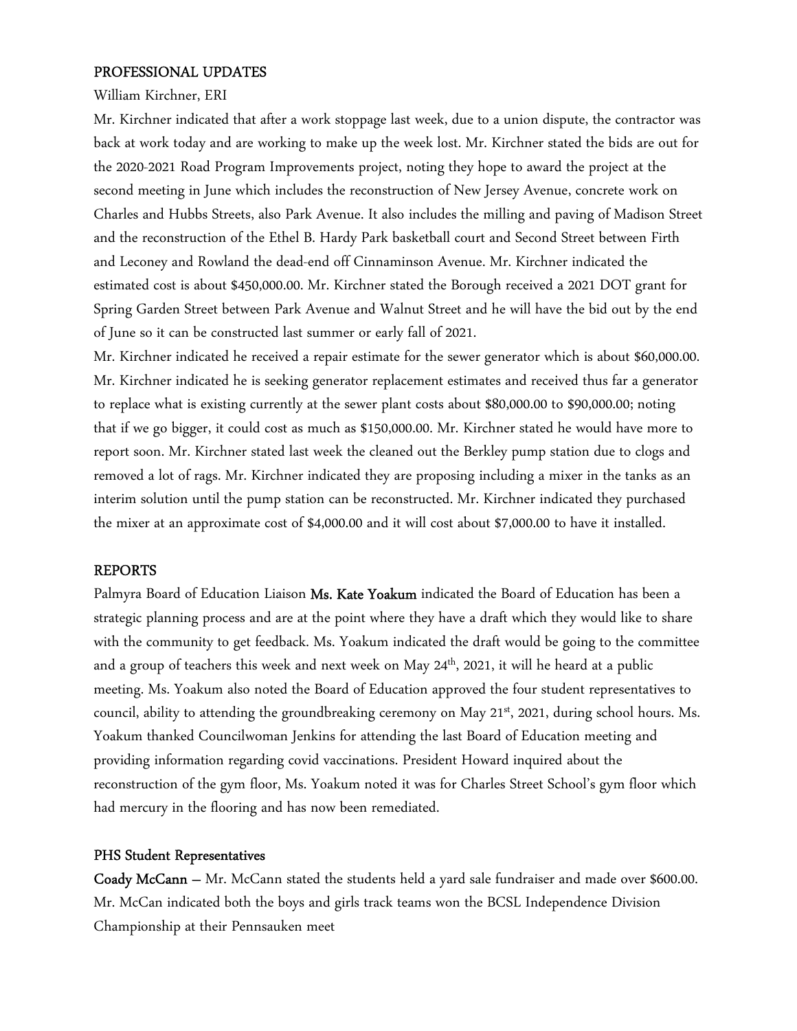## PROFESSIONAL UPDATES

William Kirchner, ERI

Mr. Kirchner indicated that after a work stoppage last week, due to a union dispute, the contractor was back at work today and are working to make up the week lost. Mr. Kirchner stated the bids are out for the 2020-2021 Road Program Improvements project, noting they hope to award the project at the second meeting in June which includes the reconstruction of New Jersey Avenue, concrete work on Charles and Hubbs Streets, also Park Avenue. It also includes the milling and paving of Madison Street and the reconstruction of the Ethel B. Hardy Park basketball court and Second Street between Firth and Leconey and Rowland the dead-end off Cinnaminson Avenue. Mr. Kirchner indicated the estimated cost is about $450,000.00. Mr. Kirchner stated the Borough received a 2021 DOT grant for Spring Garden Street between Park Avenue and Walnut Street and he will have the bid out by the end of June so it can be constructed last summer or early fall of 2021.

Mr. Kirchner indicated he received a repair estimate for the sewer generator which is about $60,000.00. Mr. Kirchner indicated he is seeking generator replacement estimates and received thus far a generator to replace what is existing currently at the sewer plant costs about $80,000.00 to $90,000.00; noting that if we go bigger, it could cost as much as $150,000.00. Mr. Kirchner stated he would have more to report soon. Mr. Kirchner stated last week the cleaned out the Berkley pump station due to clogs and removed a lot of rags. Mr. Kirchner indicated they are proposing including a mixer in the tanks as an interim solution until the pump station can be reconstructed. Mr. Kirchner indicated they purchased the mixer at an approximate cost of $4,000.00 and it will cost about $7,000.00 to have it installed.

## REPORTS

Palmyra Board of Education Liaison **Ms. Kate Yoakum** indicated the Board of Education has been a strategic planning process and are at the point where they have a draft which they would like to share with the community to get feedback. Ms. Yoakum indicated the draft would be going to the committee and a group of teachers this week and next week on May 24th, 2021, it will he heard at a public meeting. Ms. Yoakum also noted the Board of Education approved the four student representatives to council, ability to attending the groundbreaking ceremony on May 21st, 2021, during school hours. Ms. Yoakum thanked Councilwoman Jenkins for attending the last Board of Education meeting and providing information regarding covid vaccinations. President Howard inquired about the reconstruction of the gym floor, Ms. Yoakum noted it was for Charles Street School's gym floor which had mercury in the flooring and has now been remediated.

## PHS Student Representatives

**Coady McCann** – Mr. McCann stated the students held a yard sale fundraiser and made over $600.00. Mr. McCan indicated both the boys and girls track teams won the BCSL Independence Division Championship at their Pennsauken meet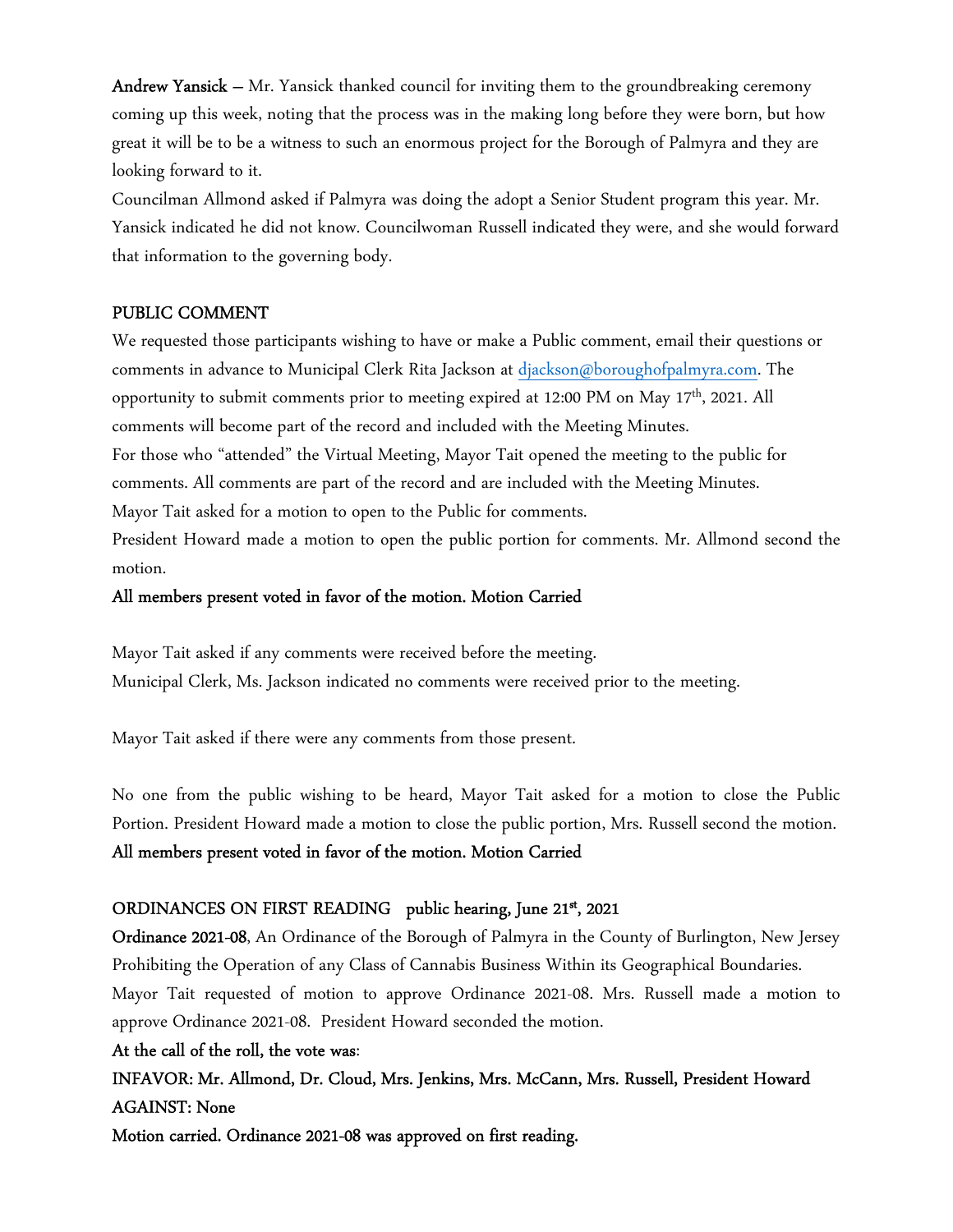**Andrew Yansick** – Mr. Yansick thanked council for inviting them to the groundbreaking ceremony coming up this week, noting that the process was in the making long before they were born, but how great it will be to be a witness to such an enormous project for the Borough of Palmyra and they are looking forward to it.

Councilman Allmond asked if Palmyra was doing the adopt a Senior Student program this year. Mr. Yansick indicated he did not know. Councilwoman Russell indicated they were, and she would forward that information to the governing body.

## PUBLIC COMMENT

We requested those participants wishing to have or make a Public comment, email their questions or comments in advance to Municipal Clerk Rita Jackson at djackson@boroughofpalmyra.com. The opportunity to submit comments prior to meeting expired at 12:00 PM on May 17th, 2021. All comments will become part of the record and included with the Meeting Minutes.

For those who "attended" the Virtual Meeting, Mayor Tait opened the meeting to the public for comments. All comments are part of the record and are included with the Meeting Minutes.

Mayor Tait asked for a motion to open to the Public for comments.

President Howard made a motion to open the public portion for comments. Mr. Allmond second the motion.

**All members present voted in favor of the motion. Motion Carried**

Mayor Tait asked if any comments were received before the meeting.

Municipal Clerk, Ms. Jackson indicated no comments were received prior to the meeting.

Mayor Tait asked if there were any comments from those present.

No one from the public wishing to be heard, Mayor Tait asked for a motion to close the Public Portion. President Howard made a motion to close the public portion, Mrs. Russell second the motion.

**All members present voted in favor of the motion. Motion Carried**

## ORDINANCES ON FIRST READING public hearing, June 21st, 2021

**Ordinance 2021-08**, An Ordinance of the Borough of Palmyra in the County of Burlington, New Jersey Prohibiting the Operation of any Class of Cannabis Business Within its Geographical Boundaries.

Mayor Tait requested of motion to approve Ordinance 2021-08. Mrs. Russell made a motion to approve Ordinance 2021-08. President Howard seconded the motion.

**At the call of the roll, the vote was**:

**INFAVOR: Mr. Allmond, Dr. Cloud, Mrs. Jenkins, Mrs. McCann, Mrs. Russell, President Howard**

**AGAINST: None**

**Motion carried. Ordinance 2021-08 was approved on first reading.**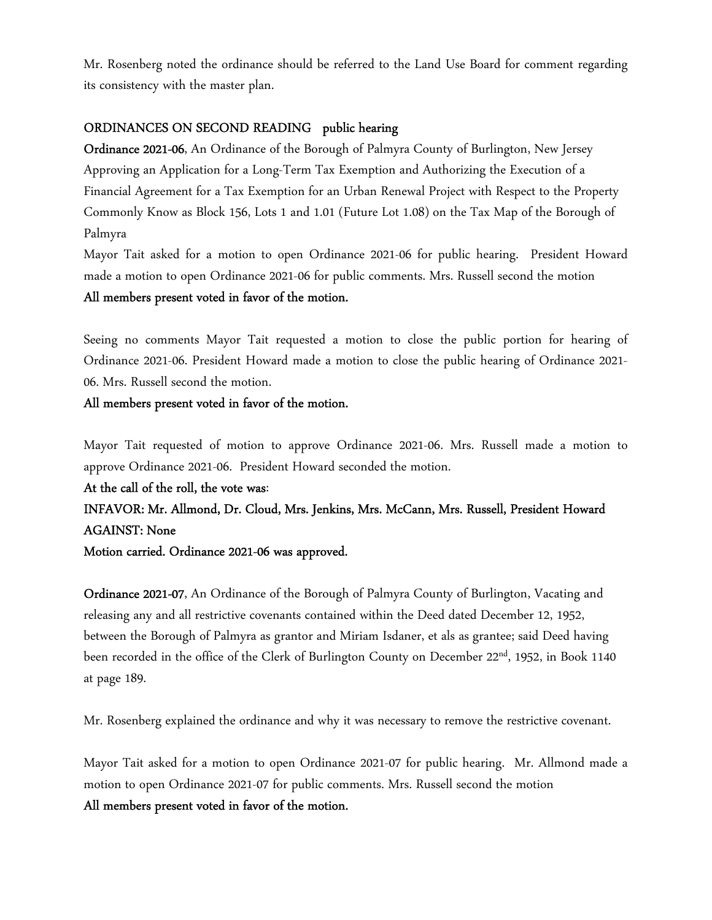Mr. Rosenberg noted the ordinance should be referred to the Land Use Board for comment regarding its consistency with the master plan.

**ORDINANCES ON SECOND READING public hearing**

**Ordinance 2021-06**, An Ordinance of the Borough of Palmyra County of Burlington, New Jersey Approving an Application for a Long-Term Tax Exemption and Authorizing the Execution of a Financial Agreement for a Tax Exemption for an Urban Renewal Project with Respect to the Property Commonly Know as Block 156, Lots 1 and 1.01 (Future Lot 1.08) on the Tax Map of the Borough of Palmyra

Mayor Tait asked for a motion to open Ordinance 2021-06 for public hearing. President Howard made a motion to open Ordinance 2021-06 for public comments. Mrs. Russell second the motion

**All members present voted in favor of the motion.**

Seeing no comments Mayor Tait requested a motion to close the public portion for hearing of Ordinance 2021-06. President Howard made a motion to close the public hearing of Ordinance 2021-06. Mrs. Russell second the motion.

**All members present voted in favor of the motion.**

Mayor Tait requested of motion to approve Ordinance 2021-06. Mrs. Russell made a motion to approve Ordinance 2021-06. President Howard seconded the motion.

**At the call of the roll, the vote was:**

**INFAVOR: Mr. Allmond, Dr. Cloud, Mrs. Jenkins, Mrs. McCann, Mrs. Russell, President Howard**

**AGAINST: None**

**Motion carried. Ordinance 2021-06 was approved.**

**Ordinance 2021-07**, An Ordinance of the Borough of Palmyra County of Burlington, Vacating and releasing any and all restrictive covenants contained within the Deed dated December 12, 1952, between the Borough of Palmyra as grantor and Miriam Isdaner, et als as grantee; said Deed having been recorded in the office of the Clerk of Burlington County on December 22nd, 1952, in Book 1140 at page 189.

Mr. Rosenberg explained the ordinance and why it was necessary to remove the restrictive covenant.

Mayor Tait asked for a motion to open Ordinance 2021-07 for public hearing. Mr. Allmond made a motion to open Ordinance 2021-07 for public comments. Mrs. Russell second the motion

**All members present voted in favor of the motion.**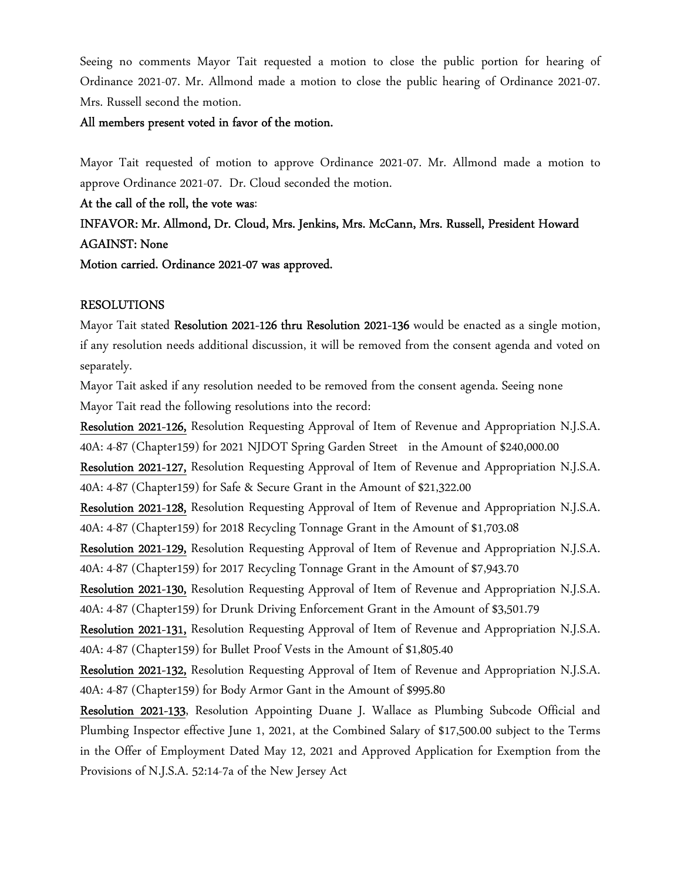Seeing no comments Mayor Tait requested a motion to close the public portion for hearing of Ordinance 2021-07. Mr. Allmond made a motion to close the public hearing of Ordinance 2021-07. Mrs. Russell second the motion.

**All members present voted in favor of the motion.**

Mayor Tait requested of motion to approve Ordinance 2021-07. Mr. Allmond made a motion to approve Ordinance 2021-07. Dr. Cloud seconded the motion.

**At the call of the roll, the vote was**:

**INFAVOR: Mr. Allmond, Dr. Cloud, Mrs. Jenkins, Mrs. McCann, Mrs. Russell, President Howard**

**AGAINST: None**

**Motion carried. Ordinance 2021-07 was approved.**

RESOLUTIONS

Mayor Tait stated **Resolution 2021-126 thru Resolution 2021-136** would be enacted as a single motion, if any resolution needs additional discussion, it will be removed from the consent agenda and voted on separately.

Mayor Tait asked if any resolution needed to be removed from the consent agenda. Seeing none Mayor Tait read the following resolutions into the record:

**Resolution 2021-126,** Resolution Requesting Approval of Item of Revenue and Appropriation N.J.S.A. 40A: 4-87 (Chapter159) for 2021 NJDOT Spring Garden Street in the Amount of $240,000.00

**Resolution 2021-127,** Resolution Requesting Approval of Item of Revenue and Appropriation N.J.S.A. 40A: 4-87 (Chapter159) for Safe & Secure Grant in the Amount of $21,322.00

**Resolution 2021-128,** Resolution Requesting Approval of Item of Revenue and Appropriation N.J.S.A. 40A: 4-87 (Chapter159) for 2018 Recycling Tonnage Grant in the Amount of $1,703.08

**Resolution 2021-129,** Resolution Requesting Approval of Item of Revenue and Appropriation N.J.S.A. 40A: 4-87 (Chapter159) for 2017 Recycling Tonnage Grant in the Amount of $7,943.70

**Resolution 2021-130,** Resolution Requesting Approval of Item of Revenue and Appropriation N.J.S.A. 40A: 4-87 (Chapter159) for Drunk Driving Enforcement Grant in the Amount of $3,501.79

**Resolution 2021-131,** Resolution Requesting Approval of Item of Revenue and Appropriation N.J.S.A. 40A: 4-87 (Chapter159) for Bullet Proof Vests in the Amount of $1,805.40

**Resolution 2021-132,** Resolution Requesting Approval of Item of Revenue and Appropriation N.J.S.A. 40A: 4-87 (Chapter159) for Body Armor Gant in the Amount of $995.80

**Resolution 2021-133**, Resolution Appointing Duane J. Wallace as Plumbing Subcode Official and Plumbing Inspector effective June 1, 2021, at the Combined Salary of $17,500.00 subject to the Terms in the Offer of Employment Dated May 12, 2021 and Approved Application for Exemption from the Provisions of N.J.S.A. 52:14-7a of the New Jersey Act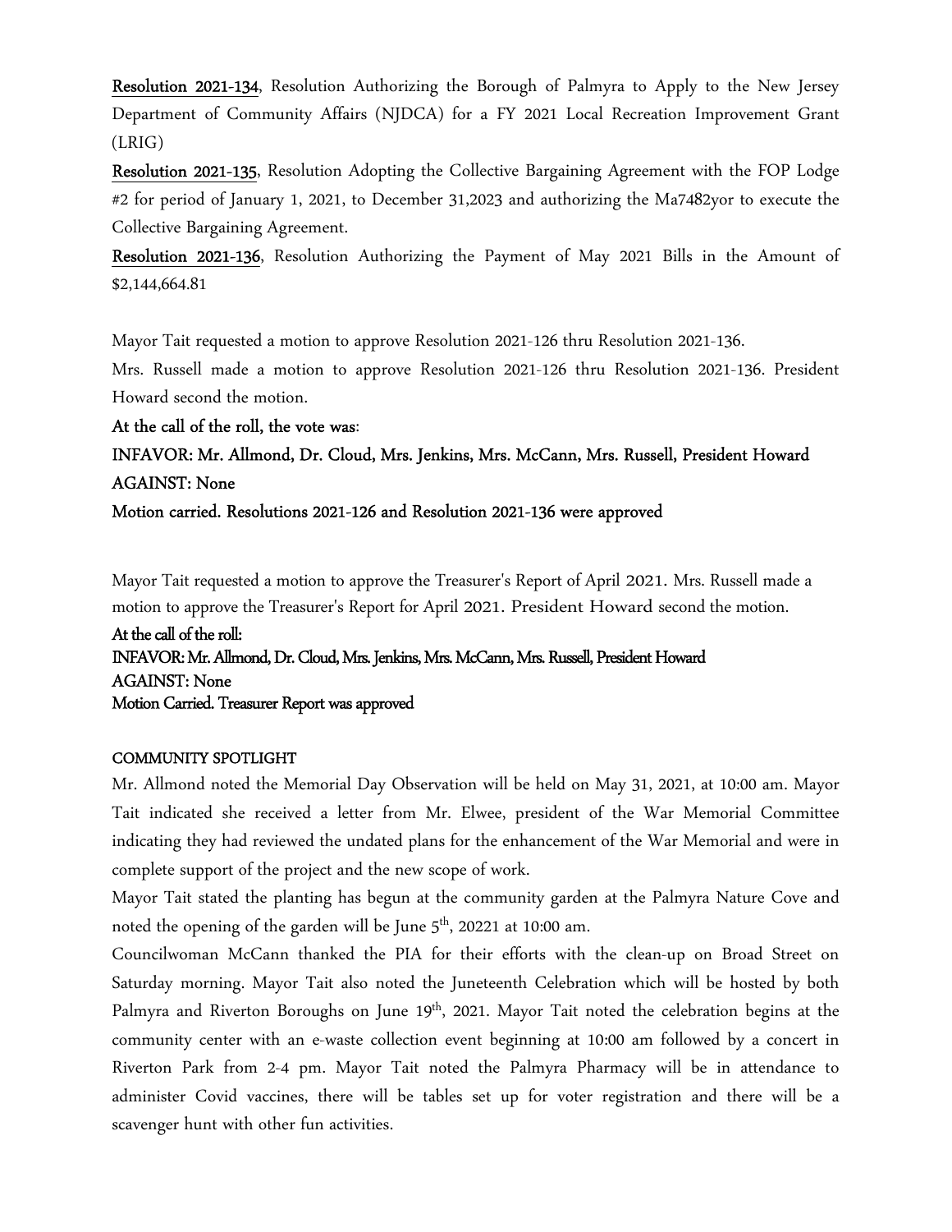**Resolution 2021-134**, Resolution Authorizing the Borough of Palmyra to Apply to the New Jersey Department of Community Affairs (NJDCA) for a FY 2021 Local Recreation Improvement Grant (LRIG)

**Resolution 2021-135**, Resolution Adopting the Collective Bargaining Agreement with the FOP Lodge #2 for period of January 1, 2021, to December 31,2023 and authorizing the Ma7482yor to execute the Collective Bargaining Agreement.

**Resolution 2021-136**, Resolution Authorizing the Payment of May 2021 Bills in the Amount of $2,144,664.81

Mayor Tait requested a motion to approve Resolution 2021-126 thru Resolution 2021-136.

Mrs. Russell made a motion to approve Resolution 2021-126 thru Resolution 2021-136. President Howard second the motion.

**At the call of the roll, the vote was:**

**INFAVOR: Mr. Allmond, Dr. Cloud, Mrs. Jenkins, Mrs. McCann, Mrs. Russell, President Howard**

**AGAINST: None**

**Motion carried. Resolutions 2021-126 and Resolution 2021-136 were approved**

Mayor Tait requested a motion to approve the Treasurer's Report of April 2021. Mrs. Russell made a motion to approve the Treasurer's Report for April 2021. President Howard second the motion.

**At the call of the roll:**

**INFAVOR: Mr. Allmond, Dr. Cloud, Mrs. Jenkins, Mrs. McCann, Mrs. Russell, President Howard**

**AGAINST: None**

**Motion Carried. Treasurer Report was approved**

COMMUNITY SPOTLIGHT

Mr. Allmond noted the Memorial Day Observation will be held on May 31, 2021, at 10:00 am. Mayor Tait indicated she received a letter from Mr. Elwee, president of the War Memorial Committee indicating they had reviewed the undated plans for the enhancement of the War Memorial and were in complete support of the project and the new scope of work.

Mayor Tait stated the planting has begun at the community garden at the Palmyra Nature Cove and noted the opening of the garden will be June 5th, 20221 at 10:00 am.

Councilwoman McCann thanked the PIA for their efforts with the clean-up on Broad Street on Saturday morning. Mayor Tait also noted the Juneteenth Celebration which will be hosted by both Palmyra and Riverton Boroughs on June 19th, 2021. Mayor Tait noted the celebration begins at the community center with an e-waste collection event beginning at 10:00 am followed by a concert in Riverton Park from 2-4 pm. Mayor Tait noted the Palmyra Pharmacy will be in attendance to administer Covid vaccines, there will be tables set up for voter registration and there will be a scavenger hunt with other fun activities.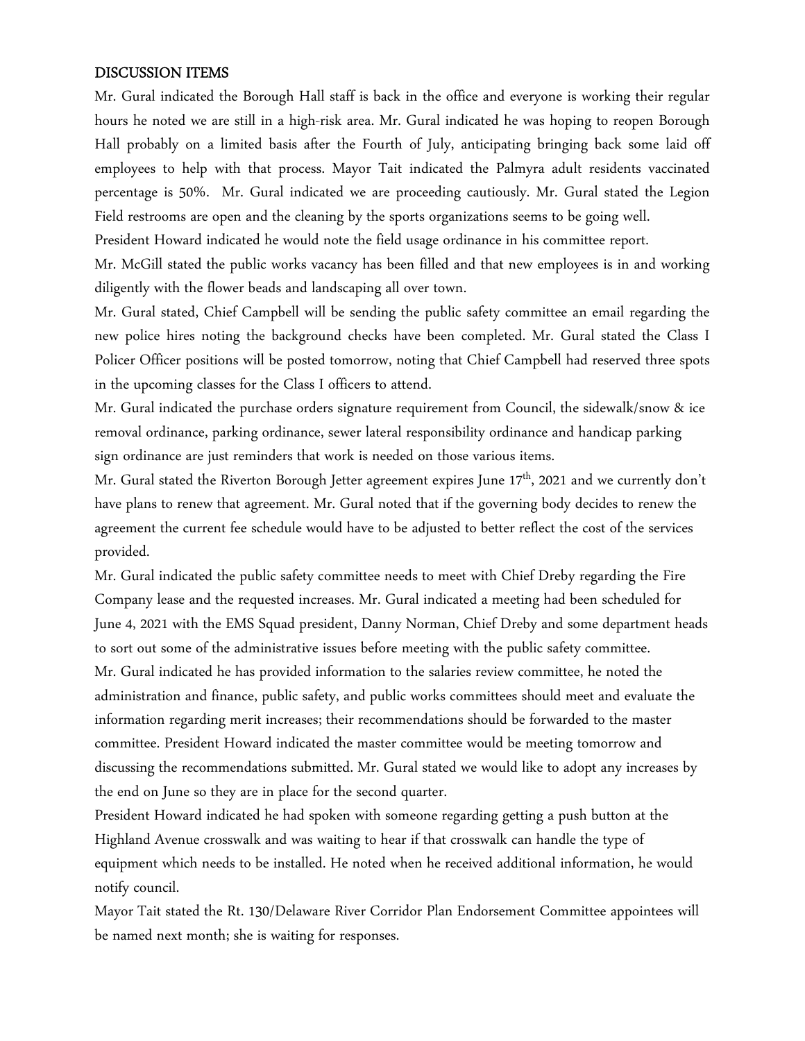## DISCUSSION ITEMS

Mr. Gural indicated the Borough Hall staff is back in the office and everyone is working their regular hours he noted we are still in a high-risk area. Mr. Gural indicated he was hoping to reopen Borough Hall probably on a limited basis after the Fourth of July, anticipating bringing back some laid off employees to help with that process. Mayor Tait indicated the Palmyra adult residents vaccinated percentage is 50%. Mr. Gural indicated we are proceeding cautiously. Mr. Gural stated the Legion Field restrooms are open and the cleaning by the sports organizations seems to be going well.

President Howard indicated he would note the field usage ordinance in his committee report.

Mr. McGill stated the public works vacancy has been filled and that new employees is in and working diligently with the flower beads and landscaping all over town.

Mr. Gural stated, Chief Campbell will be sending the public safety committee an email regarding the new police hires noting the background checks have been completed. Mr. Gural stated the Class I Policer Officer positions will be posted tomorrow, noting that Chief Campbell had reserved three spots in the upcoming classes for the Class I officers to attend.

Mr. Gural indicated the purchase orders signature requirement from Council, the sidewalk/snow & ice removal ordinance, parking ordinance, sewer lateral responsibility ordinance and handicap parking sign ordinance are just reminders that work is needed on those various items.

Mr. Gural stated the Riverton Borough Jetter agreement expires June 17th, 2021 and we currently don't have plans to renew that agreement. Mr. Gural noted that if the governing body decides to renew the agreement the current fee schedule would have to be adjusted to better reflect the cost of the services provided.

Mr. Gural indicated the public safety committee needs to meet with Chief Dreby regarding the Fire Company lease and the requested increases. Mr. Gural indicated a meeting had been scheduled for June 4, 2021 with the EMS Squad president, Danny Norman, Chief Dreby and some department heads to sort out some of the administrative issues before meeting with the public safety committee.

Mr. Gural indicated he has provided information to the salaries review committee, he noted the administration and finance, public safety, and public works committees should meet and evaluate the information regarding merit increases; their recommendations should be forwarded to the master committee. President Howard indicated the master committee would be meeting tomorrow and discussing the recommendations submitted. Mr. Gural stated we would like to adopt any increases by the end on June so they are in place for the second quarter.

President Howard indicated he had spoken with someone regarding getting a push button at the Highland Avenue crosswalk and was waiting to hear if that crosswalk can handle the type of equipment which needs to be installed. He noted when he received additional information, he would notify council.

Mayor Tait stated the Rt. 130/Delaware River Corridor Plan Endorsement Committee appointees will be named next month; she is waiting for responses.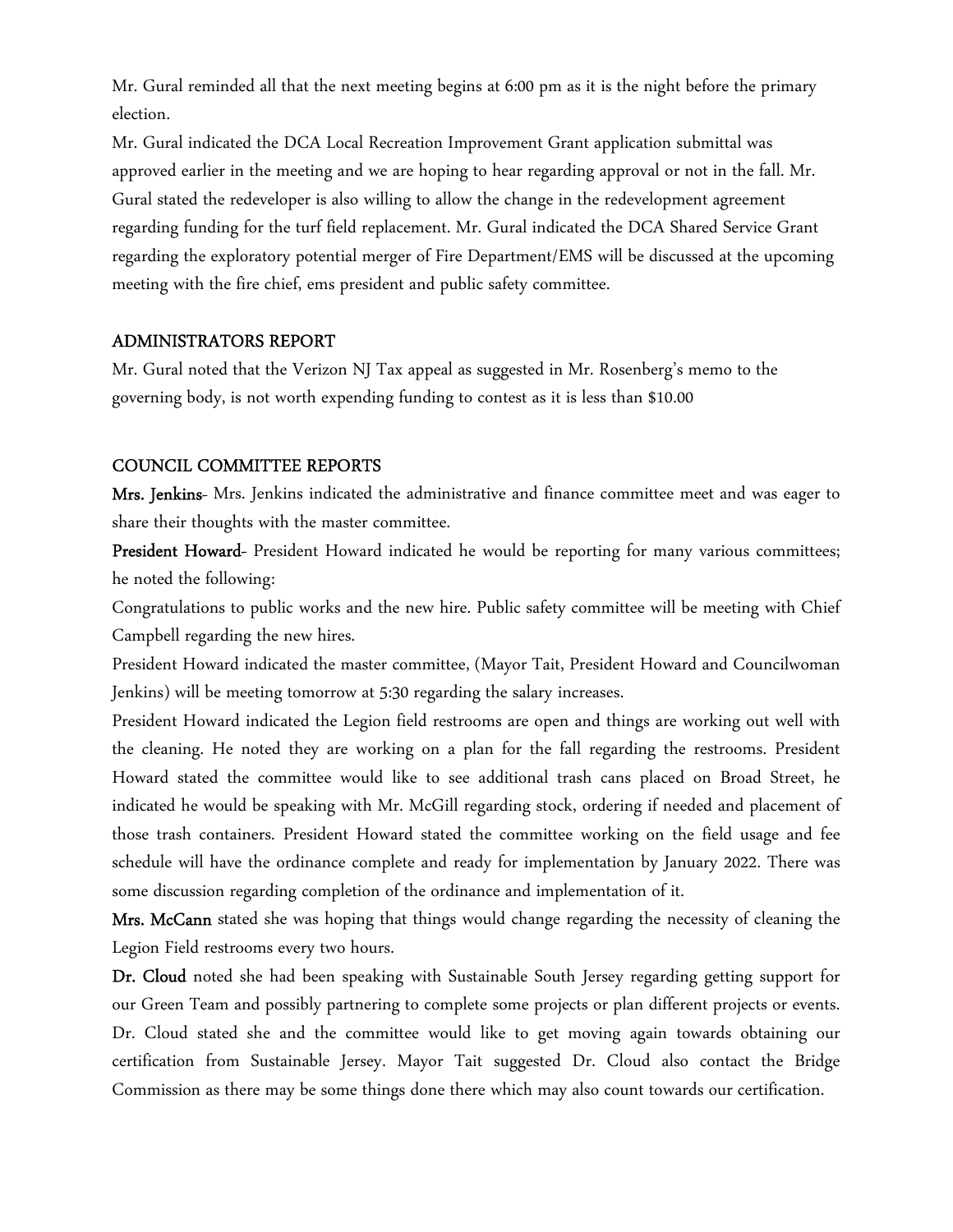Mr. Gural reminded all that the next meeting begins at 6:00 pm as it is the night before the primary election.

Mr. Gural indicated the DCA Local Recreation Improvement Grant application submittal was approved earlier in the meeting and we are hoping to hear regarding approval or not in the fall. Mr. Gural stated the redeveloper is also willing to allow the change in the redevelopment agreement regarding funding for the turf field replacement. Mr. Gural indicated the DCA Shared Service Grant regarding the exploratory potential merger of Fire Department/EMS will be discussed at the upcoming meeting with the fire chief, ems president and public safety committee.

## ADMINISTRATORS REPORT

Mr. Gural noted that the Verizon NJ Tax appeal as suggested in Mr. Rosenberg's memo to the governing body, is not worth expending funding to contest as it is less than $10.00

## COUNCIL COMMITTEE REPORTS

**Mrs. Jenkins**- Mrs. Jenkins indicated the administrative and finance committee meet and was eager to share their thoughts with the master committee.

**President Howard**- President Howard indicated he would be reporting for many various committees; he noted the following:

Congratulations to public works and the new hire. Public safety committee will be meeting with Chief Campbell regarding the new hires.

President Howard indicated the master committee, (Mayor Tait, President Howard and Councilwoman Jenkins) will be meeting tomorrow at 5:30 regarding the salary increases.

President Howard indicated the Legion field restrooms are open and things are working out well with the cleaning. He noted they are working on a plan for the fall regarding the restrooms. President Howard stated the committee would like to see additional trash cans placed on Broad Street, he indicated he would be speaking with Mr. McGill regarding stock, ordering if needed and placement of those trash containers. President Howard stated the committee working on the field usage and fee schedule will have the ordinance complete and ready for implementation by January 2022. There was some discussion regarding completion of the ordinance and implementation of it.

**Mrs. McCann** stated she was hoping that things would change regarding the necessity of cleaning the Legion Field restrooms every two hours.

**Dr. Cloud** noted she had been speaking with Sustainable South Jersey regarding getting support for our Green Team and possibly partnering to complete some projects or plan different projects or events. Dr. Cloud stated she and the committee would like to get moving again towards obtaining our certification from Sustainable Jersey. Mayor Tait suggested Dr. Cloud also contact the Bridge Commission as there may be some things done there which may also count towards our certification.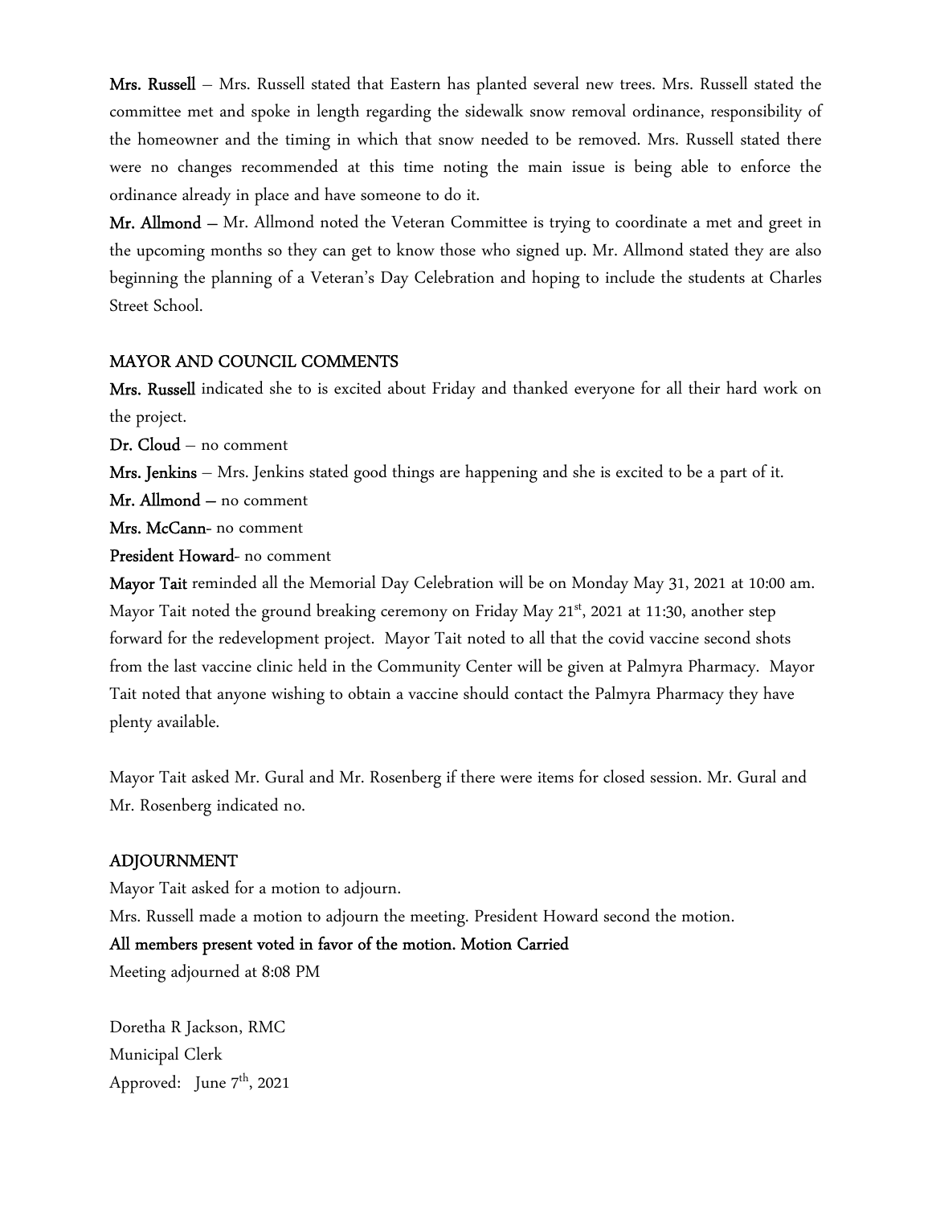**Mrs. Russell** – Mrs. Russell stated that Eastern has planted several new trees. Mrs. Russell stated the committee met and spoke in length regarding the sidewalk snow removal ordinance, responsibility of the homeowner and the timing in which that snow needed to be removed. Mrs. Russell stated there were no changes recommended at this time noting the main issue is being able to enforce the ordinance already in place and have someone to do it.

**Mr. Allmond** – Mr. Allmond noted the Veteran Committee is trying to coordinate a met and greet in the upcoming months so they can get to know those who signed up. Mr. Allmond stated they are also beginning the planning of a Veteran's Day Celebration and hoping to include the students at Charles Street School.

## MAYOR AND COUNCIL COMMENTS

**Mrs. Russell** indicated she to is excited about Friday and thanked everyone for all their hard work on the project.

**Dr. Cloud** – no comment

**Mrs. Jenkins** – Mrs. Jenkins stated good things are happening and she is excited to be a part of it.

**Mr. Allmond** – no comment

**Mrs. McCann**- no comment

**President Howard**- no comment

**Mayor Tait** reminded all the Memorial Day Celebration will be on Monday May 31, 2021 at 10:00 am. Mayor Tait noted the ground breaking ceremony on Friday May 21st, 2021 at 11:30, another step forward for the redevelopment project. Mayor Tait noted to all that the covid vaccine second shots from the last vaccine clinic held in the Community Center will be given at Palmyra Pharmacy. Mayor Tait noted that anyone wishing to obtain a vaccine should contact the Palmyra Pharmacy they have plenty available.

Mayor Tait asked Mr. Gural and Mr. Rosenberg if there were items for closed session. Mr. Gural and Mr. Rosenberg indicated no.

## ADJOURNMENT

Mayor Tait asked for a motion to adjourn.

Mrs. Russell made a motion to adjourn the meeting. President Howard second the motion.

**All members present voted in favor of the motion. Motion Carried**

Meeting adjourned at 8:08 PM

Doretha R Jackson, RMC
Municipal Clerk
Approved: June 7th, 2021